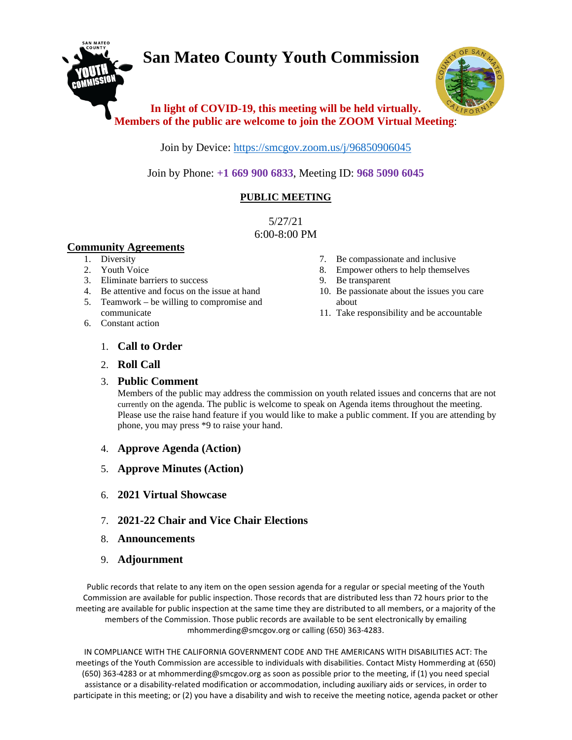# San Mateo County Youth Commission

**In light of COVID-19, this meeting will be held virtually.**
**Members of the public are welcome to join the ZOOM Virtual Meeting**:

Join by Device: https://smcgov.zoom.us/j/96850906045

Join by Phone: **+1 669 900 6833**, Meeting ID: **968 5090 6045**

## PUBLIC MEETING

5/27/21
6:00-8:00 PM

### Community Agreements

1. Diversity
2. Youth Voice
3. Eliminate barriers to success
4. Be attentive and focus on the issue at hand
5. Teamwork – be willing to compromise and communicate
6. Constant action
7. Be compassionate and inclusive
8. Empower others to help themselves
9. Be transparent
10. Be passionate about the issues you care about
11. Take responsibility and be accountable

1. **Call to Order**
2. **Roll Call**
3. **Public Comment**
   Members of the public may address the commission on youth related issues and concerns that are not currently on the agenda. The public is welcome to speak on Agenda items throughout the meeting. Please use the raise hand feature if you would like to make a public comment. If you are attending by phone, you may press *9 to raise your hand.
4. **Approve Agenda (Action)**
5. **Approve Minutes (Action)**
6. **2021 Virtual Showcase**
7. **2021-22 Chair and Vice Chair Elections**
8. **Announcements**
9. **Adjournment**

Public records that relate to any item on the open session agenda for a regular or special meeting of the Youth Commission are available for public inspection. Those records that are distributed less than 72 hours prior to the meeting are available for public inspection at the same time they are distributed to all members, or a majority of the members of the Commission. Those public records are available to be sent electronically by emailing mhommerding@smcgov.org or calling (650) 363-4283.

IN COMPLIANCE WITH THE CALIFORNIA GOVERNMENT CODE AND THE AMERICANS WITH DISABILITIES ACT: The meetings of the Youth Commission are accessible to individuals with disabilities. Contact Misty Hommerding at (650) (650) 363-4283 or at mhommerding@smcgov.org as soon as possible prior to the meeting, if (1) you need special assistance or a disability-related modification or accommodation, including auxiliary aids or services, in order to participate in this meeting; or (2) you have a disability and wish to receive the meeting notice, agenda packet or other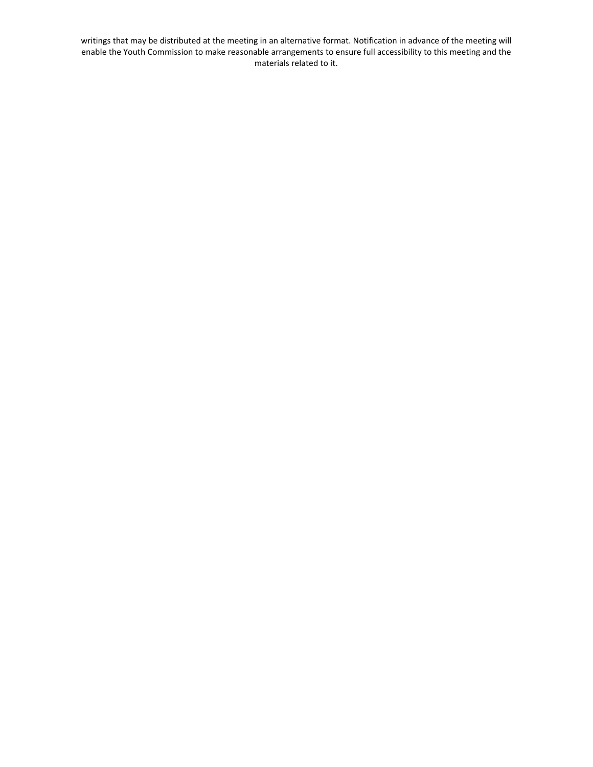writings that may be distributed at the meeting in an alternative format. Notification in advance of the meeting will enable the Youth Commission to make reasonable arrangements to ensure full accessibility to this meeting and the materials related to it.